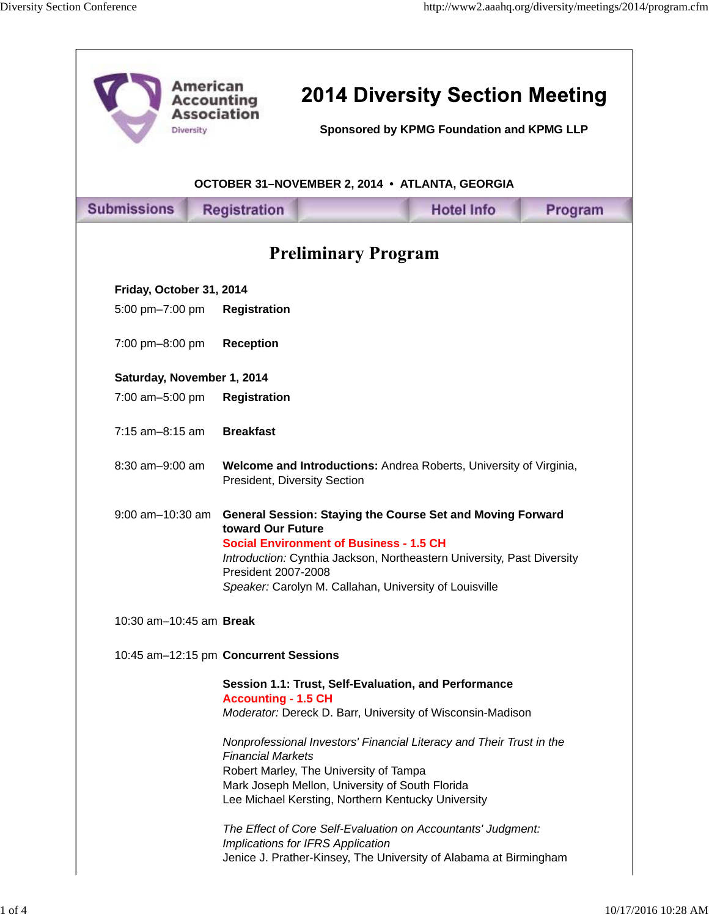American Accounting Association
Diversity

# 2014 Diversity Section Meeting

**Sponsored by KPMG Foundation and KPMG LLP**

**OCTOBER 31–NOVEMBER 2, 2014 • ATLANTA, GEORGIA**

Submissions | Registration | Hotel Info | Program

## Preliminary Program

**Friday, October 31, 2014**

5:00 pm–7:00 pm **Registration**

7:00 pm–8:00 pm **Reception**

**Saturday, November 1, 2014**

7:00 am–5:00 pm **Registration**

7:15 am–8:15 am **Breakfast**

8:30 am–9:00 am **Welcome and Introductions:** Andrea Roberts, University of Virginia, President, Diversity Section

9:00 am–10:30 am **General Session: Staying the Course Set and Moving Forward toward Our Future**
**Social Environment of Business - 1.5 CH**
*Introduction:* Cynthia Jackson, Northeastern University, Past Diversity President 2007-2008
*Speaker:* Carolyn M. Callahan, University of Louisville

10:30 am–10:45 am **Break**

10:45 am–12:15 pm **Concurrent Sessions**

**Session 1.1: Trust, Self-Evaluation, and Performance**
**Accounting - 1.5 CH**
*Moderator:* Dereck D. Barr, University of Wisconsin-Madison

*Nonprofessional Investors' Financial Literacy and Their Trust in the Financial Markets*
Robert Marley, The University of Tampa
Mark Joseph Mellon, University of South Florida
Lee Michael Kersting, Northern Kentucky University

*The Effect of Core Self-Evaluation on Accountants' Judgment: Implications for IFRS Application*
Jenice J. Prather-Kinsey, The University of Alabama at Birmingham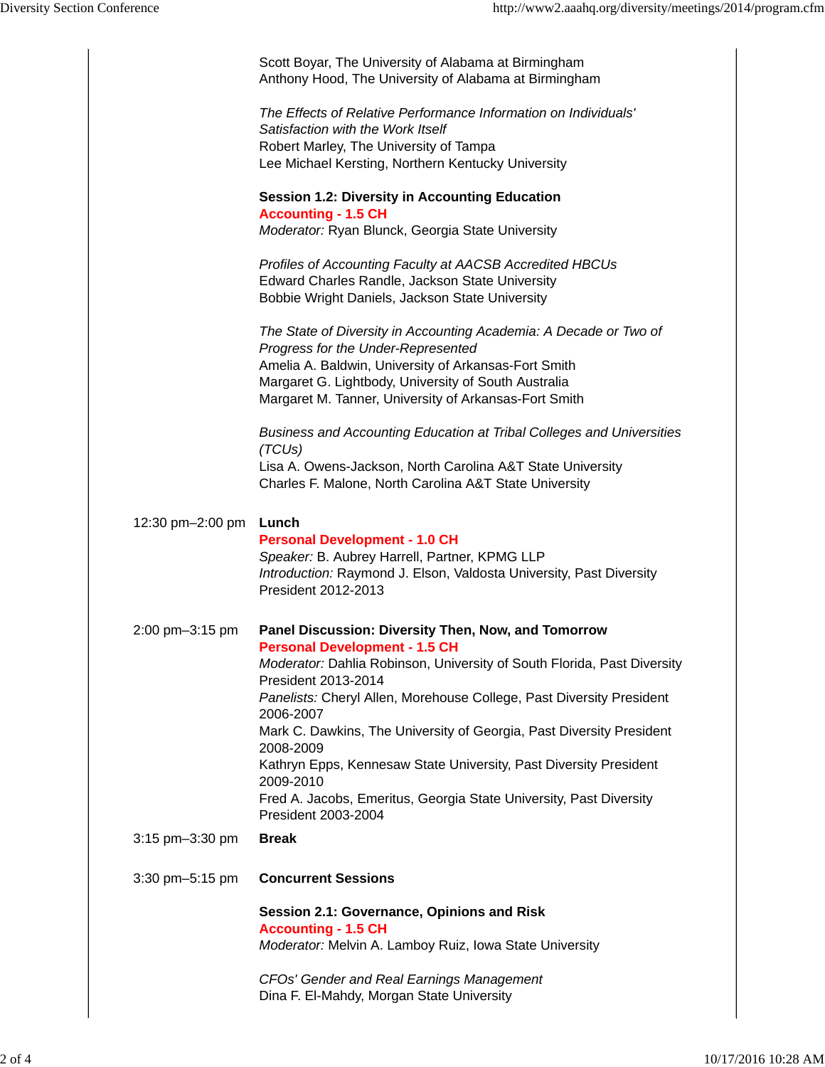Scott Boyar, The University of Alabama at Birmingham
Anthony Hood, The University of Alabama at Birmingham

*The Effects of Relative Performance Information on Individuals' Satisfaction with the Work Itself*
Robert Marley, The University of Tampa
Lee Michael Kersting, Northern Kentucky University

**Session 1.2: Diversity in Accounting Education**
**Accounting - 1.5 CH**
*Moderator:* Ryan Blunck, Georgia State University

*Profiles of Accounting Faculty at AACSB Accredited HBCUs*
Edward Charles Randle, Jackson State University
Bobbie Wright Daniels, Jackson State University

*The State of Diversity in Accounting Academia: A Decade or Two of Progress for the Under-Represented*
Amelia A. Baldwin, University of Arkansas-Fort Smith
Margaret G. Lightbody, University of South Australia
Margaret M. Tanner, University of Arkansas-Fort Smith

*Business and Accounting Education at Tribal Colleges and Universities (TCUs)*
Lisa A. Owens-Jackson, North Carolina A&T State University
Charles F. Malone, North Carolina A&T State University

**12:30 pm–2:00 pm** **Lunch**
**Personal Development - 1.0 CH**
*Speaker:* B. Aubrey Harrell, Partner, KPMG LLP
*Introduction:* Raymond J. Elson, Valdosta University, Past Diversity President 2012-2013

**2:00 pm–3:15 pm** **Panel Discussion: Diversity Then, Now, and Tomorrow**
**Personal Development - 1.5 CH**
*Moderator:* Dahlia Robinson, University of South Florida, Past Diversity President 2013-2014
*Panelists:* Cheryl Allen, Morehouse College, Past Diversity President 2006-2007
Mark C. Dawkins, The University of Georgia, Past Diversity President 2008-2009
Kathryn Epps, Kennesaw State University, Past Diversity President 2009-2010
Fred A. Jacobs, Emeritus, Georgia State University, Past Diversity President 2003-2004

**3:15 pm–3:30 pm** **Break**

**3:30 pm–5:15 pm** **Concurrent Sessions**

**Session 2.1: Governance, Opinions and Risk**
**Accounting - 1.5 CH**
*Moderator:* Melvin A. Lamboy Ruiz, Iowa State University

*CFOs' Gender and Real Earnings Management*
Dina F. El-Mahdy, Morgan State University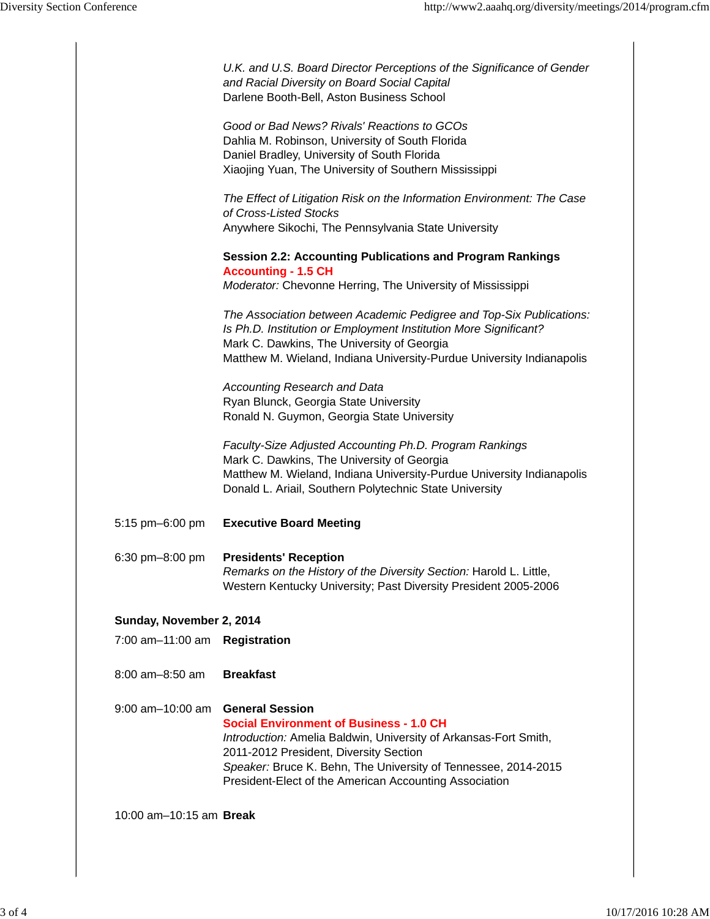*U.K. and U.S. Board Director Perceptions of the Significance of Gender and Racial Diversity on Board Social Capital*
Darlene Booth-Bell, Aston Business School

*Good or Bad News? Rivals' Reactions to GCOs*
Dahlia M. Robinson, University of South Florida
Daniel Bradley, University of South Florida
Xiaojing Yuan, The University of Southern Mississippi

*The Effect of Litigation Risk on the Information Environment: The Case of Cross-Listed Stocks*
Anywhere Sikochi, The Pennsylvania State University

**Session 2.2: Accounting Publications and Program Rankings**
**Accounting - 1.5 CH**
*Moderator:* Chevonne Herring, The University of Mississippi

*The Association between Academic Pedigree and Top-Six Publications: Is Ph.D. Institution or Employment Institution More Significant?*
Mark C. Dawkins, The University of Georgia
Matthew M. Wieland, Indiana University-Purdue University Indianapolis

*Accounting Research and Data*
Ryan Blunck, Georgia State University
Ronald N. Guymon, Georgia State University

*Faculty-Size Adjusted Accounting Ph.D. Program Rankings*
Mark C. Dawkins, The University of Georgia
Matthew M. Wieland, Indiana University-Purdue University Indianapolis
Donald L. Ariail, Southern Polytechnic State University

5:15 pm–6:00 pm **Executive Board Meeting**

6:30 pm–8:00 pm **Presidents' Reception**
*Remarks on the History of the Diversity Section:* Harold L. Little, Western Kentucky University; Past Diversity President 2005-2006

**Sunday, November 2, 2014**

7:00 am–11:00 am **Registration**

8:00 am–8:50 am **Breakfast**

9:00 am–10:00 am **General Session**
**Social Environment of Business - 1.0 CH**
*Introduction:* Amelia Baldwin, University of Arkansas-Fort Smith, 2011-2012 President, Diversity Section
*Speaker:* Bruce K. Behn, The University of Tennessee, 2014-2015 President-Elect of the American Accounting Association

10:00 am–10:15 am **Break**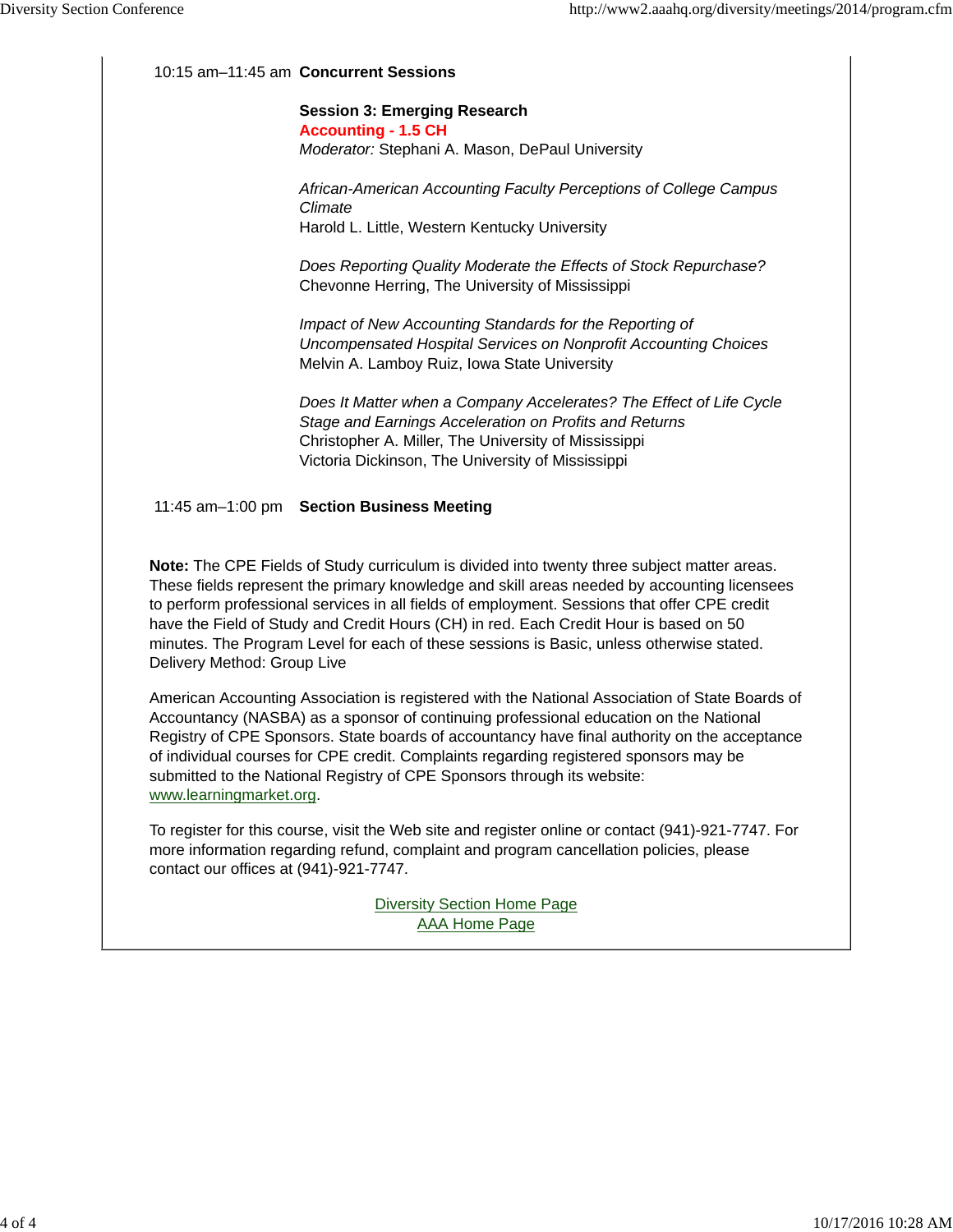10:15 am–11:45 am **Concurrent Sessions**

**Session 3: Emerging Research**
**Accounting - 1.5 CH**
*Moderator:* Stephani A. Mason, DePaul University

*African-American Accounting Faculty Perceptions of College Campus Climate*
Harold L. Little, Western Kentucky University

*Does Reporting Quality Moderate the Effects of Stock Repurchase?*
Chevonne Herring, The University of Mississippi

*Impact of New Accounting Standards for the Reporting of Uncompensated Hospital Services on Nonprofit Accounting Choices*
Melvin A. Lamboy Ruiz, Iowa State University

*Does It Matter when a Company Accelerates? The Effect of Life Cycle Stage and Earnings Acceleration on Profits and Returns*
Christopher A. Miller, The University of Mississippi
Victoria Dickinson, The University of Mississippi

11:45 am–1:00 pm **Section Business Meeting**

**Note:** The CPE Fields of Study curriculum is divided into twenty three subject matter areas. These fields represent the primary knowledge and skill areas needed by accounting licensees to perform professional services in all fields of employment. Sessions that offer CPE credit have the Field of Study and Credit Hours (CH) in red. Each Credit Hour is based on 50 minutes. The Program Level for each of these sessions is Basic, unless otherwise stated. Delivery Method: Group Live

American Accounting Association is registered with the National Association of State Boards of Accountancy (NASBA) as a sponsor of continuing professional education on the National Registry of CPE Sponsors. State boards of accountancy have final authority on the acceptance of individual courses for CPE credit. Complaints regarding registered sponsors may be submitted to the National Registry of CPE Sponsors through its website: www.learningmarket.org.

To register for this course, visit the Web site and register online or contact (941)-921-7747. For more information regarding refund, complaint and program cancellation policies, please contact our offices at (941)-921-7747.

Diversity Section Home Page
AAA Home Page